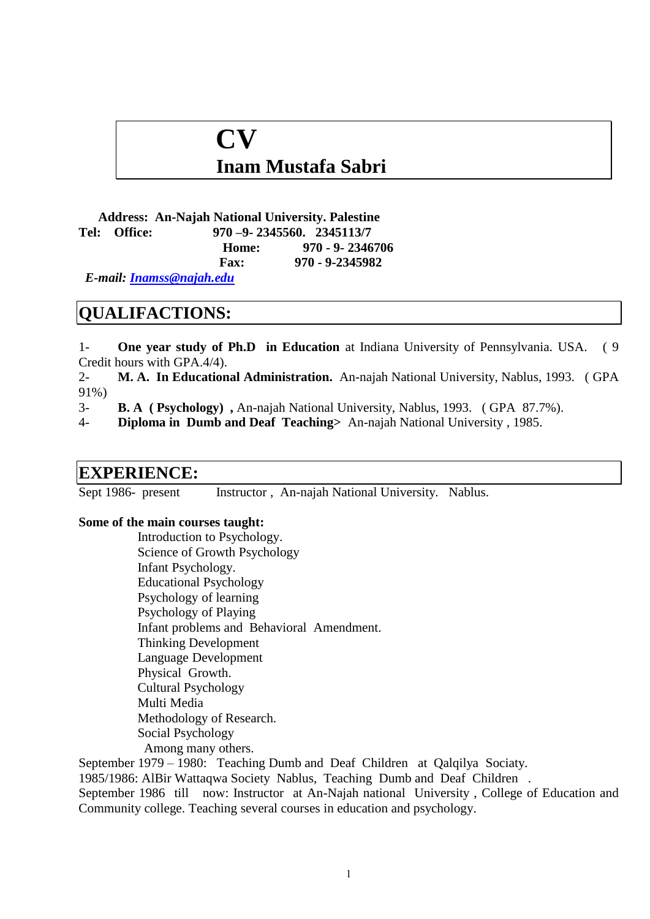# CV
# Inam Mustafa Sabri

**Address: An-Najah National University. Palestine**
**Tel: Office: 970 –9- 2345560. 2345113/7**
**Home: 970 - 9- 2346706**
**Fax: 970 - 9-2345982**
***E-mail: Inamss@najah.edu***

## QUALIFACTIONS:

1- **One year study of Ph.D in Education** at Indiana University of Pennsylvania. USA. ( 9 Credit hours with GPA.4/4).
2- **M. A. In Educational Administration.** An-najah National University, Nablus, 1993. ( GPA 91%)
3- **B. A ( Psychology) ,** An-najah National University, Nablus, 1993. ( GPA 87.7%).
4- **Diploma in Dumb and Deaf Teaching>** An-najah National University , 1985.

## EXPERIENCE:

Sept 1986- present Instructor , An-najah National University. Nablus.

**Some of the main courses taught:**

Introduction to Psychology.
Science of Growth Psychology
Infant Psychology.
Educational Psychology
Psychology of learning
Psychology of Playing
Infant problems and Behavioral Amendment.
Thinking Development
Language Development
Physical Growth.
Cultural Psychology
Multi Media
Methodology of Research.
Social Psychology
Among many others.

September 1979 – 1980: Teaching Dumb and Deaf Children at Qalqilya Sociaty.
1985/1986: AlBir Wattaqwa Society Nablus, Teaching Dumb and Deaf Children .
September 1986 till now: Instructor at An-Najah national University , College of Education and Community college. Teaching several courses in education and psychology.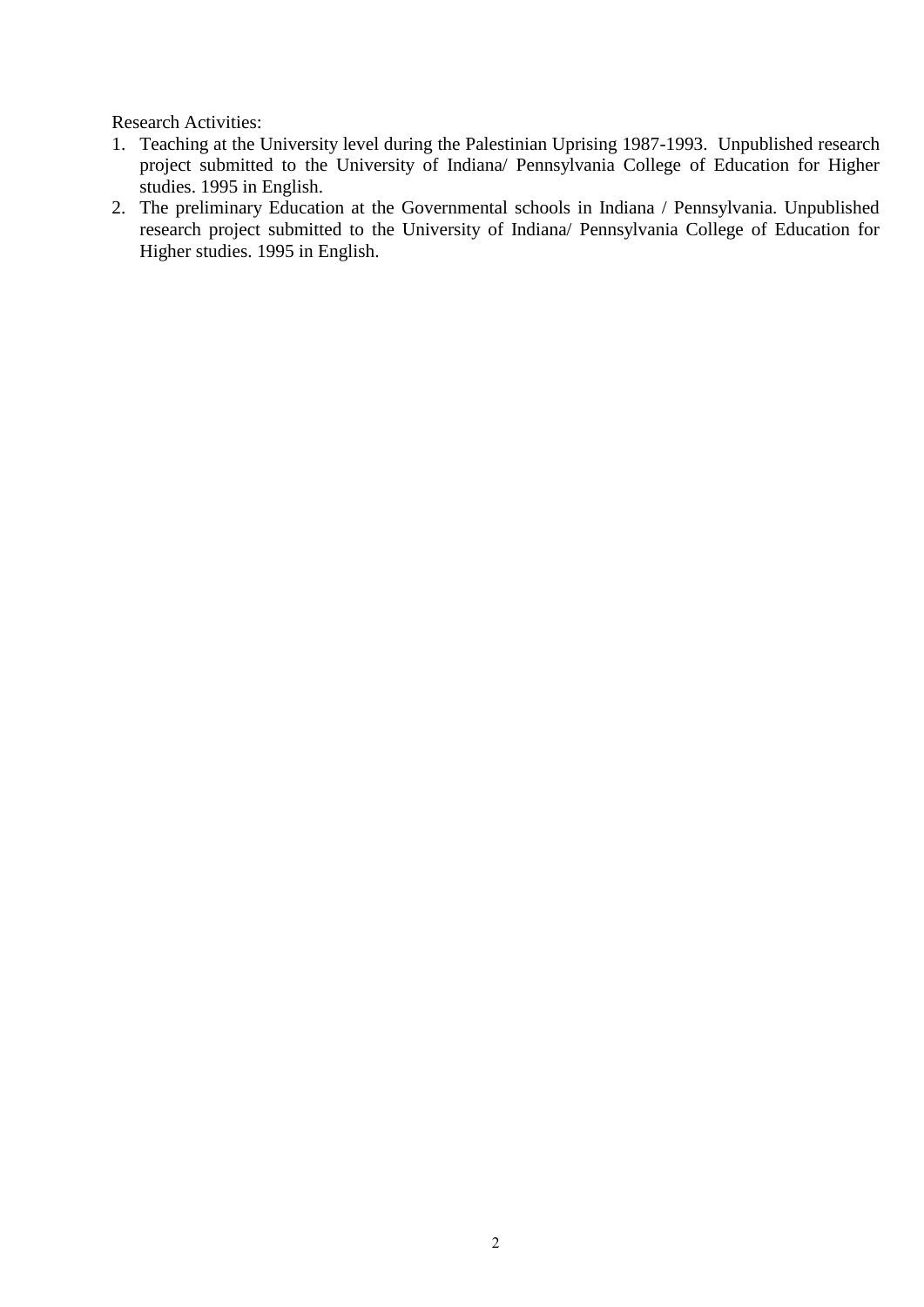Research Activities:

1. Teaching at the University level during the Palestinian Uprising 1987-1993. Unpublished research project submitted to the University of Indiana/ Pennsylvania College of Education for Higher studies. 1995 in English.
2. The preliminary Education at the Governmental schools in Indiana / Pennsylvania. Unpublished research project submitted to the University of Indiana/ Pennsylvania College of Education for Higher studies. 1995 in English.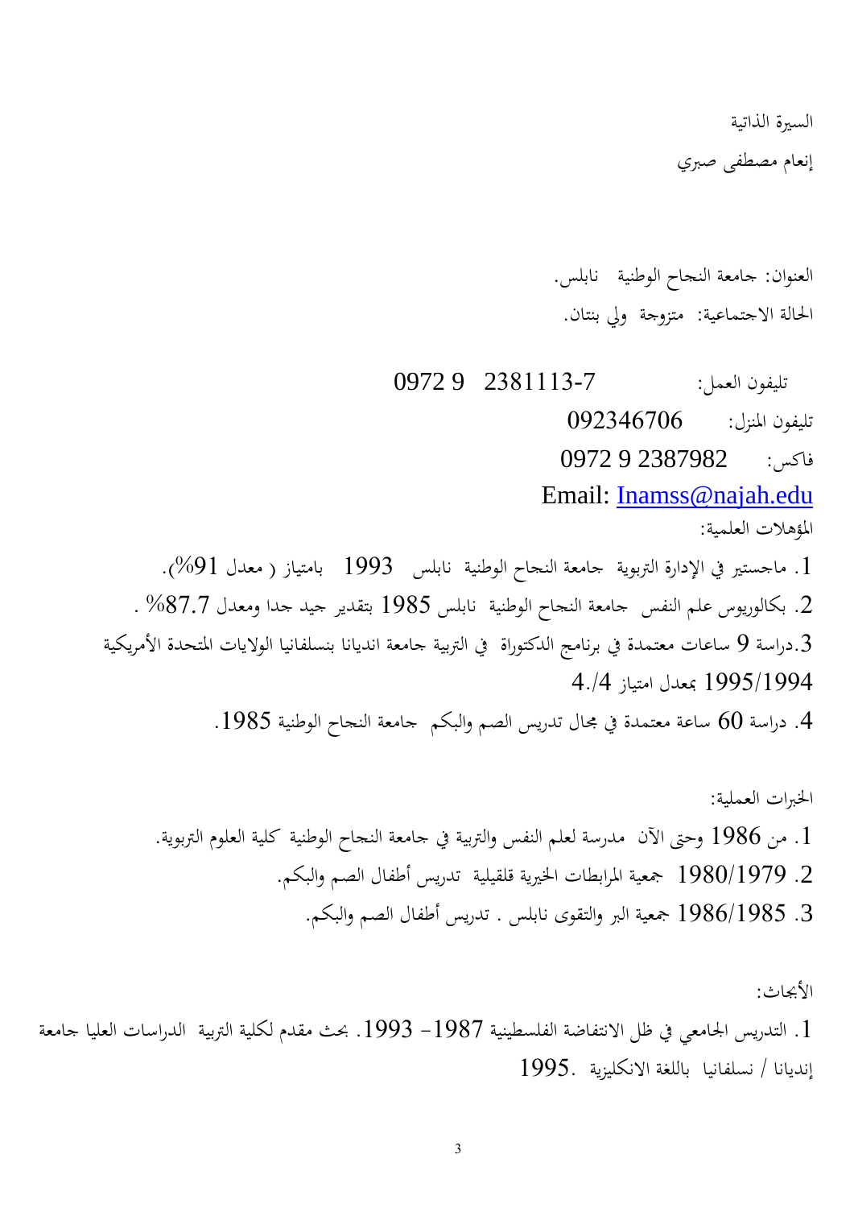السيرة الذاتية

إنعام مصطفى صبري

العنوان: جامعة النجاح الوطنية نابلس.

الحالة الاجتماعية: متزوجة ولي بنتان.

تليفون العمل: 0972 9 2381113-7

تليفون المنزل: 092346706

فاكس: 0972 9 2387982

Email: Inamss@najah.edu

المؤهلات العلمية:

1. ماجستير في الإدارة التربوية جامعة النجاح الوطنية نابلس 1993 بامتياز ( معدل 91%).
2. بكالوريوس علم النفس جامعة النجاح الوطنية نابلس 1985 بتقدير جيد جدا ومعدل 87.7% .
3. دراسة 9 ساعات معتمدة في برنامج الدكتوراة في التربية جامعة انديانا بنسلفانيا الولايات المتحدة الأمريكية 1995/1994 بمعدل امتياز 4./4
4. دراسة 60 ساعة معتمدة في مجال تدريس الصم والبكم جامعة النجاح الوطنية 1985.

الخبرات العملية:

1. من 1986 وحتى الآن مدرسة لعلم النفس والتربية في جامعة النجاح الوطنية كلية العلوم التربوية.
2. 1980/1979 جمعية المرابطات الخيرية قلقيلية تدريس أطفال الصم والبكم.
3. 1986/1985 جمعية البر والتقوى نابلس . تدريس أطفال الصم والبكم.

الأبحاث:

1. التدريس الجامعي في ظل الانتفاضة الفلسطينية 1987- 1993. بحث مقدم لكلية التربية الدراسات العليا جامعة إنديانا / نسلفانيا باللغة الانكليزية 1995.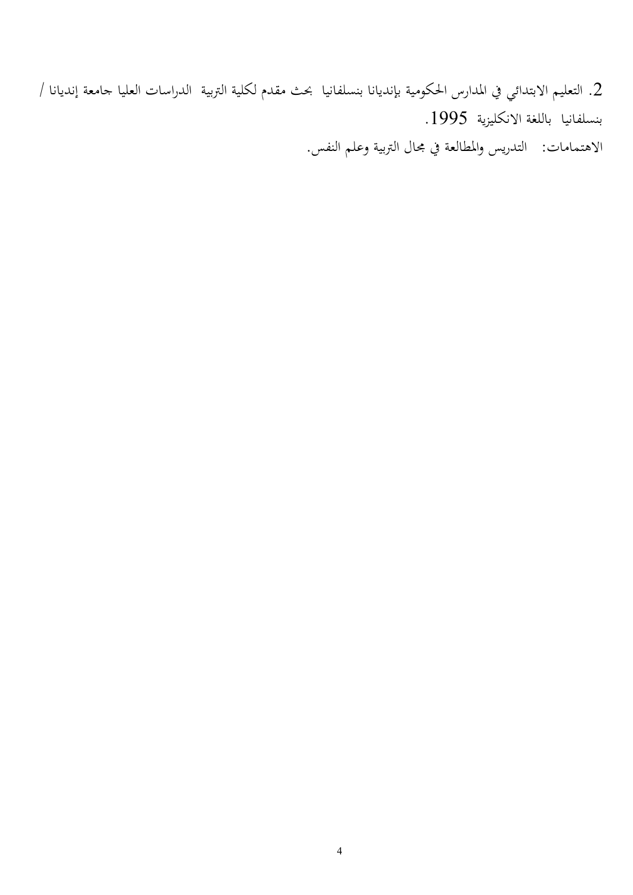2. التعليم الابتدائي في المدارس الحكومية بإنديانا بنسلفانيا بحث مقدم لكلية التربية الدراسات العليا جامعة إنديانا / بنسلفانيا باللغة الانكليزية 1995.

الاهتمامات: التدريس والمطالعة في مجال التربية وعلم النفس.